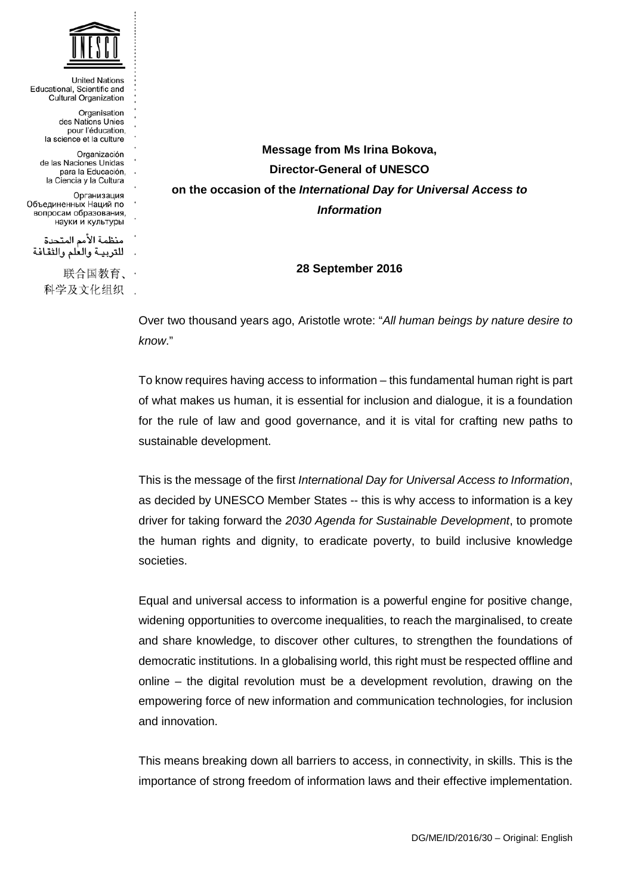United Nations
Educational, Scientific and
Cultural Organization

Organisation
des Nations Unies
pour l'éducation,
la science et la culture

Organización
de las Naciones Unidas
para la Educación,
la Ciencia y la Cultura

Организация
Объединенных Наций по
вопросам образования,
науки и культуры

منظمة الأمم المتحدة
للتربية والعلم والثقافة

联合国教育、
科学及文化组织

**Message from Ms Irina Bokova,**
**Director-General of UNESCO**
**on the occasion of the *International Day for Universal Access to Information***

**28 September 2016**

Over two thousand years ago, Aristotle wrote: "*All human beings by nature desire to know*."

To know requires having access to information – this fundamental human right is part of what makes us human, it is essential for inclusion and dialogue, it is a foundation for the rule of law and good governance, and it is vital for crafting new paths to sustainable development.

This is the message of the first *International Day for Universal Access to Information*, as decided by UNESCO Member States -- this is why access to information is a key driver for taking forward the *2030 Agenda for Sustainable Development*, to promote the human rights and dignity, to eradicate poverty, to build inclusive knowledge societies.

Equal and universal access to information is a powerful engine for positive change, widening opportunities to overcome inequalities, to reach the marginalised, to create and share knowledge, to discover other cultures, to strengthen the foundations of democratic institutions. In a globalising world, this right must be respected offline and online – the digital revolution must be a development revolution, drawing on the empowering force of new information and communication technologies, for inclusion and innovation.

This means breaking down all barriers to access, in connectivity, in skills. This is the importance of strong freedom of information laws and their effective implementation.

DG/ME/ID/2016/30 – Original: English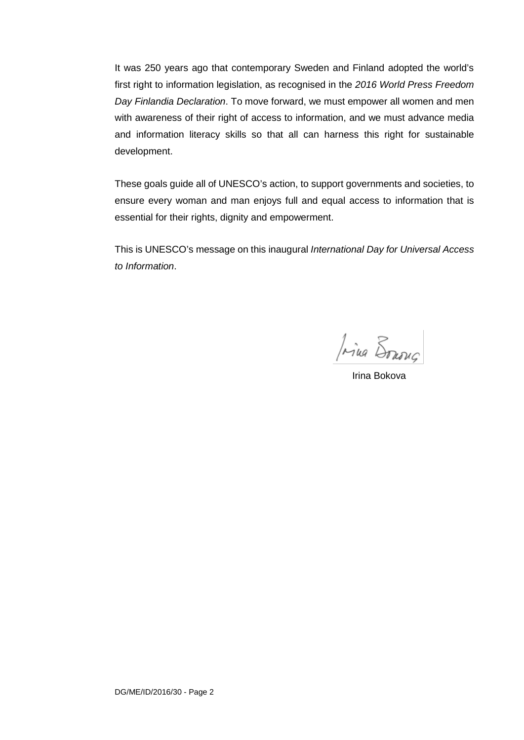It was 250 years ago that contemporary Sweden and Finland adopted the world's first right to information legislation, as recognised in the *2016 World Press Freedom Day Finlandia Declaration*. To move forward, we must empower all women and men with awareness of their right of access to information, and we must advance media and information literacy skills so that all can harness this right for sustainable development.

These goals guide all of UNESCO's action, to support governments and societies, to ensure every woman and man enjoys full and equal access to information that is essential for their rights, dignity and empowerment.

This is UNESCO's message on this inaugural *International Day for Universal Access to Information*.

Irina Bokova